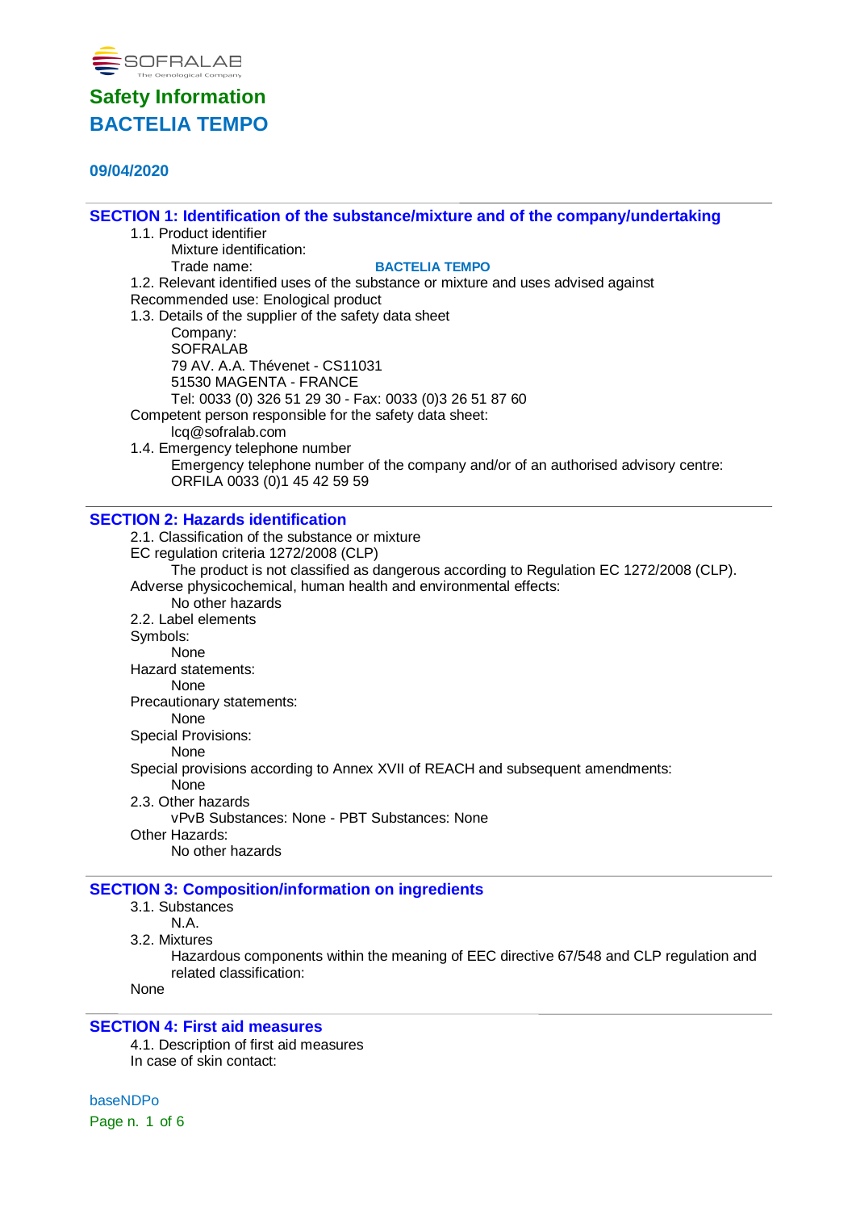SOFRALAB
The Oenological Company

# Safety Information

# BACTELIA TEMPO

**09/04/2020**

## SECTION 1: Identification of the substance/mixture and of the company/undertaking

1.1. Product identifier

Mixture identification:

Trade name: **BACTELIA TEMPO**

1.2. Relevant identified uses of the substance or mixture and uses advised against

Recommended use: Enological product

1.3. Details of the supplier of the safety data sheet

Company:
SOFRALAB
79 AV. A.A. Thévenet - CS11031
51530 MAGENTA - FRANCE
Tel: 0033 (0) 326 51 29 30 - Fax: 0033 (0)3 26 51 87 60

Competent person responsible for the safety data sheet:

lcq@sofralab.com

1.4. Emergency telephone number

Emergency telephone number of the company and/or of an authorised advisory centre:
ORFILA 0033 (0)1 45 42 59 59

## SECTION 2: Hazards identification

2.1. Classification of the substance or mixture

EC regulation criteria 1272/2008 (CLP)

The product is not classified as dangerous according to Regulation EC 1272/2008 (CLP).

Adverse physicochemical, human health and environmental effects:

No other hazards

2.2. Label elements

Symbols:

None

Hazard statements:

None

Precautionary statements:

None

Special Provisions:

None

Special provisions according to Annex XVII of REACH and subsequent amendments:

None

2.3. Other hazards

vPvB Substances: None - PBT Substances: None

Other Hazards:

No other hazards

## SECTION 3: Composition/information on ingredients

3.1. Substances

N.A.

3.2. Mixtures

Hazardous components within the meaning of EEC directive 67/548 and CLP regulation and related classification:

None

## SECTION 4: First aid measures

4.1. Description of first aid measures

In case of skin contact: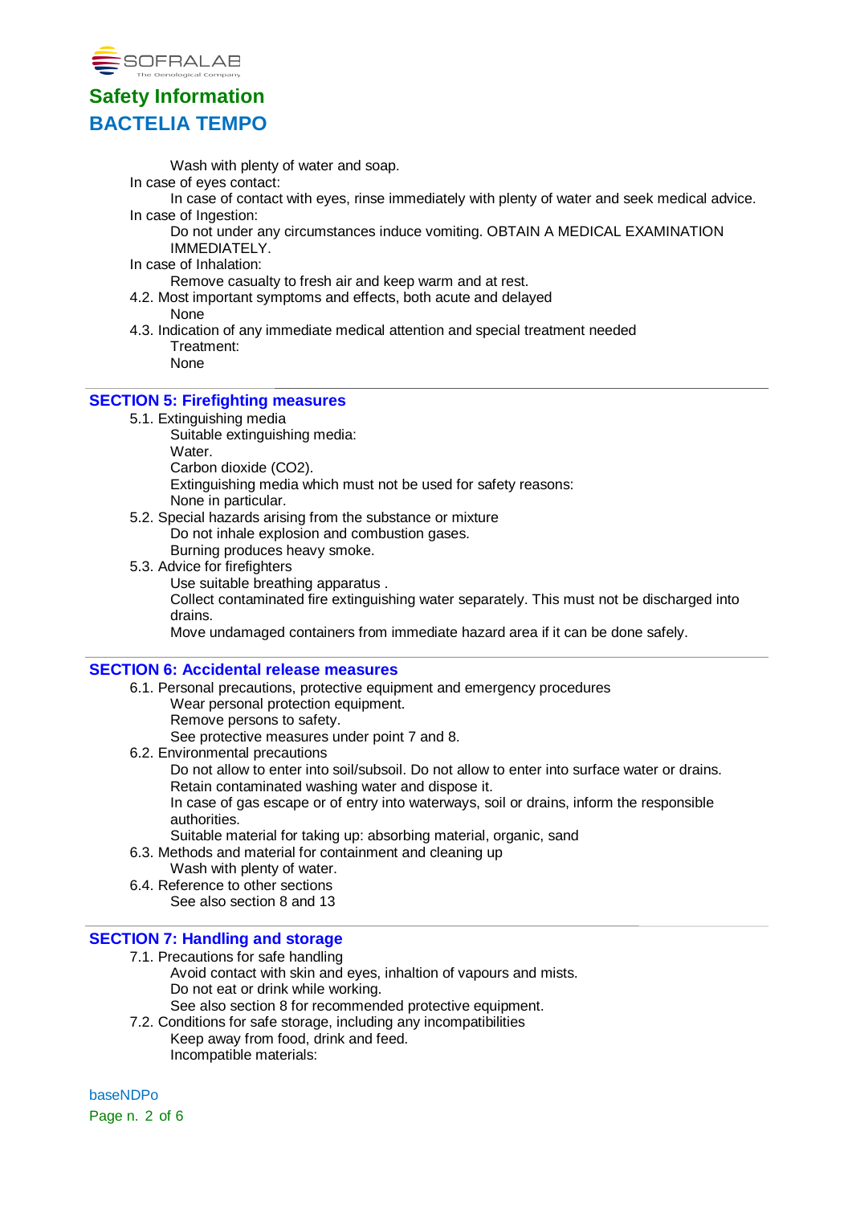Wash with plenty of water and soap.

In case of eyes contact:

In case of contact with eyes, rinse immediately with plenty of water and seek medical advice.

In case of Ingestion:

Do not under any circumstances induce vomiting. OBTAIN A MEDICAL EXAMINATION IMMEDIATELY.

In case of Inhalation:

Remove casualty to fresh air and keep warm and at rest.

4.2. Most important symptoms and effects, both acute and delayed

None

4.3. Indication of any immediate medical attention and special treatment needed

Treatment:

None

## SECTION 5: Firefighting measures

5.1. Extinguishing media

Suitable extinguishing media:

Water.

Carbon dioxide ($CO_2$).

Extinguishing media which must not be used for safety reasons:

None in particular.

5.2. Special hazards arising from the substance or mixture

Do not inhale explosion and combustion gases.

Burning produces heavy smoke.

5.3. Advice for firefighters

Use suitable breathing apparatus .

Collect contaminated fire extinguishing water separately. This must not be discharged into drains.

Move undamaged containers from immediate hazard area if it can be done safely.

## SECTION 6: Accidental release measures

6.1. Personal precautions, protective equipment and emergency procedures

Wear personal protection equipment.

Remove persons to safety.

See protective measures under point 7 and 8.

6.2. Environmental precautions

Do not allow to enter into soil/subsoil. Do not allow to enter into surface water or drains.

Retain contaminated washing water and dispose it.

In case of gas escape or of entry into waterways, soil or drains, inform the responsible authorities.

Suitable material for taking up: absorbing material, organic, sand

6.3. Methods and material for containment and cleaning up

Wash with plenty of water.

6.4. Reference to other sections

See also section 8 and 13

## SECTION 7: Handling and storage

7.1. Precautions for safe handling

Avoid contact with skin and eyes, inhaltion of vapours and mists.

Do not eat or drink while working.

See also section 8 for recommended protective equipment.

7.2. Conditions for safe storage, including any incompatibilities

Keep away from food, drink and feed.

Incompatible materials: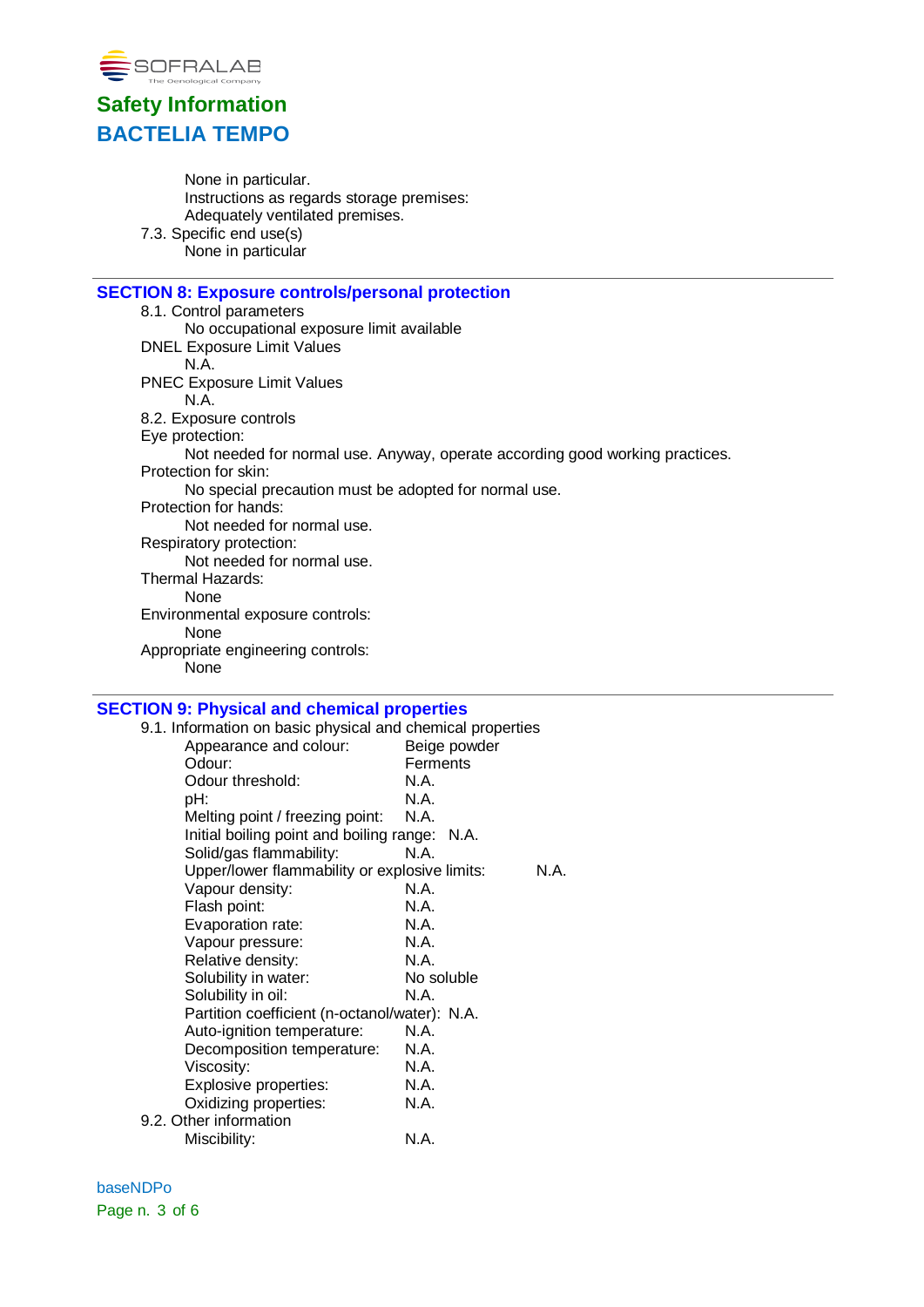None in particular.
Instructions as regards storage premises:
Adequately ventilated premises.

7.3. Specific end use(s)
None in particular

## SECTION 8: Exposure controls/personal protection

8.1. Control parameters
No occupational exposure limit available

DNEL Exposure Limit Values
N.A.

PNEC Exposure Limit Values
N.A.

8.2. Exposure controls

Eye protection:
Not needed for normal use. Anyway, operate according good working practices.

Protection for skin:
No special precaution must be adopted for normal use.

Protection for hands:
Not needed for normal use.

Respiratory protection:
Not needed for normal use.

Thermal Hazards:
None

Environmental exposure controls:
None

Appropriate engineering controls:
None

## SECTION 9: Physical and chemical properties

9.1. Information on basic physical and chemical properties

| Property | Value |
|---|---|
| Appearance and colour: | Beige powder |
| Odour: | Ferments |
| Odour threshold: | N.A. |
| pH: | N.A. |
| Melting point / freezing point: | N.A. |
| Initial boiling point and boiling range: | N.A. |
| Solid/gas flammability: | N.A. |
| Upper/lower flammability or explosive limits: | N.A. |
| Vapour density: | N.A. |
| Flash point: | N.A. |
| Evaporation rate: | N.A. |
| Vapour pressure: | N.A. |
| Relative density: | N.A. |
| Solubility in water: | No soluble |
| Solubility in oil: | N.A. |
| Partition coefficient (n-octanol/water): | N.A. |
| Auto-ignition temperature: | N.A. |
| Decomposition temperature: | N.A. |
| Viscosity: | N.A. |
| Explosive properties: | N.A. |
| Oxidizing properties: | N.A. |

9.2. Other information

| Property | Value |
|---|---|
| Miscibility: | N.A. |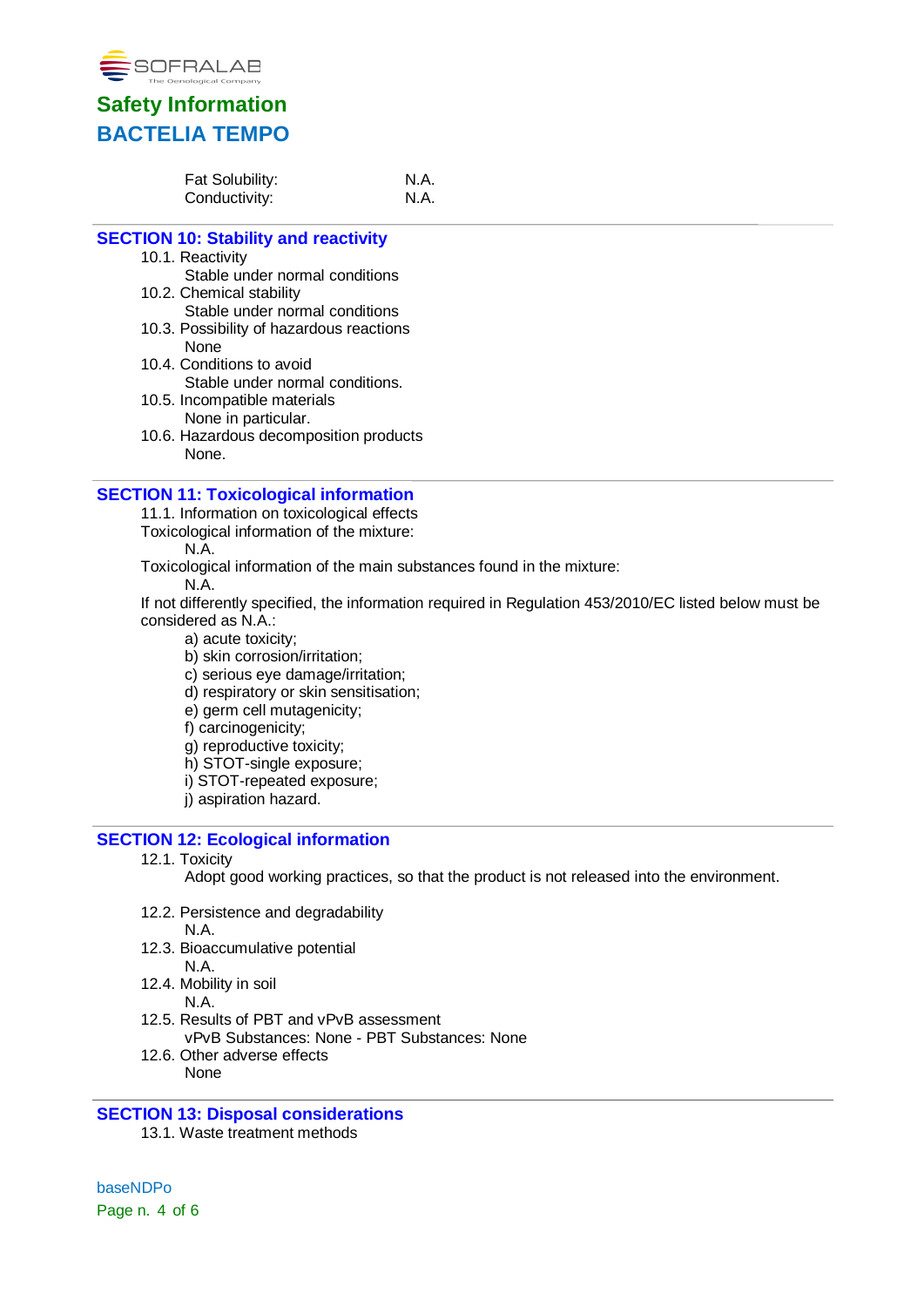Fat Solubility: N.A.
Conductivity: N.A.

## SECTION 10: Stability and reactivity

10.1. Reactivity
Stable under normal conditions

10.2. Chemical stability
Stable under normal conditions

10.3. Possibility of hazardous reactions
None

10.4. Conditions to avoid
Stable under normal conditions.

10.5. Incompatible materials
None in particular.

10.6. Hazardous decomposition products
None.

## SECTION 11: Toxicological information

11.1. Information on toxicological effects

Toxicological information of the mixture:
N.A.

Toxicological information of the main substances found in the mixture:
N.A.

If not differently specified, the information required in Regulation 453/2010/EC listed below must be considered as N.A.:

a) acute toxicity;
b) skin corrosion/irritation;
c) serious eye damage/irritation;
d) respiratory or skin sensitisation;
e) germ cell mutagenicity;
f) carcinogenicity;
g) reproductive toxicity;
h) STOT-single exposure;
i) STOT-repeated exposure;
j) aspiration hazard.

## SECTION 12: Ecological information

12.1. Toxicity
Adopt good working practices, so that the product is not released into the environment.

12.2. Persistence and degradability
N.A.

12.3. Bioaccumulative potential
N.A.

12.4. Mobility in soil
N.A.

12.5. Results of PBT and vPvB assessment
vPvB Substances: None - PBT Substances: None

12.6. Other adverse effects
None

## SECTION 13: Disposal considerations

13.1. Waste treatment methods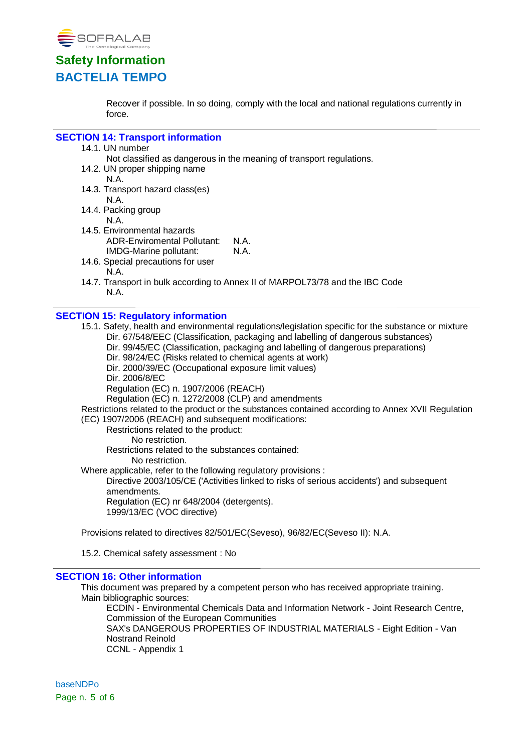Recover if possible. In so doing, comply with the local and national regulations currently in force.

## SECTION 14: Transport information

14.1. UN number

Not classified as dangerous in the meaning of transport regulations.

14.2. UN proper shipping name

N.A.

14.3. Transport hazard class(es)

N.A.

14.4. Packing group

N.A.

14.5. Environmental hazards

ADR-Enviromental Pollutant: N.A.
IMDG-Marine pollutant: N.A.

14.6. Special precautions for user

N.A.

14.7. Transport in bulk according to Annex II of MARPOL73/78 and the IBC Code

N.A.

## SECTION 15: Regulatory information

15.1. Safety, health and environmental regulations/legislation specific for the substance or mixture

Dir. 67/548/EEC (Classification, packaging and labelling of dangerous substances)
Dir. 99/45/EC (Classification, packaging and labelling of dangerous preparations)
Dir. 98/24/EC (Risks related to chemical agents at work)
Dir. 2000/39/EC (Occupational exposure limit values)
Dir. 2006/8/EC
Regulation (EC) n. 1907/2006 (REACH)
Regulation (EC) n. 1272/2008 (CLP) and amendments

Restrictions related to the product or the substances contained according to Annex XVII Regulation (EC) 1907/2006 (REACH) and subsequent modifications:

Restrictions related to the product:
No restriction.
Restrictions related to the substances contained:
No restriction.

Where applicable, refer to the following regulatory provisions :

Directive 2003/105/CE ('Activities linked to risks of serious accidents') and subsequent amendments.
Regulation (EC) nr 648/2004 (detergents).
1999/13/EC (VOC directive)

Provisions related to directives 82/501/EC(Seveso), 96/82/EC(Seveso II): N.A.

15.2. Chemical safety assessment : No

## SECTION 16: Other information

This document was prepared by a competent person who has received appropriate training.

Main bibliographic sources:

ECDIN - Environmental Chemicals Data and Information Network - Joint Research Centre, Commission of the European Communities
SAX's DANGEROUS PROPERTIES OF INDUSTRIAL MATERIALS - Eight Edition - Van Nostrand Reinold
CCNL - Appendix 1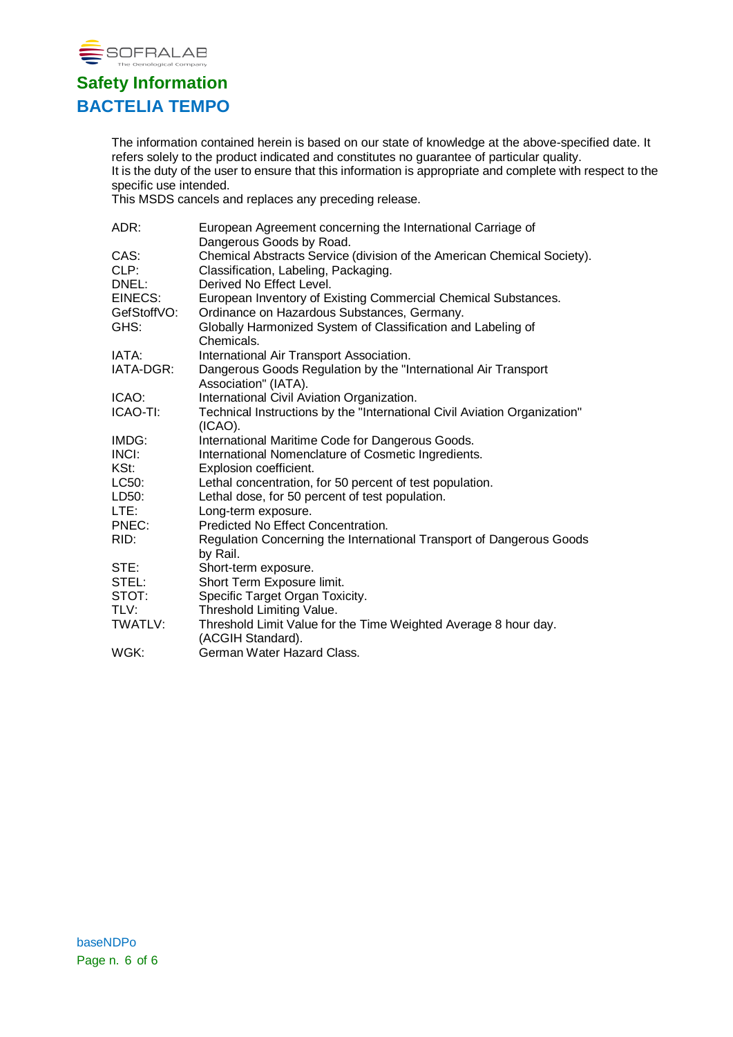# Safety Information

## BACTELIA TEMPO

The information contained herein is based on our state of knowledge at the above-specified date. It refers solely to the product indicated and constitutes no guarantee of particular quality.
It is the duty of the user to ensure that this information is appropriate and complete with respect to the specific use intended.
This MSDS cancels and replaces any preceding release.

| | |
|---|---|
| ADR: | European Agreement concerning the International Carriage of Dangerous Goods by Road. |
| CAS: | Chemical Abstracts Service (division of the American Chemical Society). |
| CLP: | Classification, Labeling, Packaging. |
| DNEL: | Derived No Effect Level. |
| EINECS: | European Inventory of Existing Commercial Chemical Substances. |
| GefStoffVO: | Ordinance on Hazardous Substances, Germany. |
| GHS: | Globally Harmonized System of Classification and Labeling of Chemicals. |
| IATA: | International Air Transport Association. |
| IATA-DGR: | Dangerous Goods Regulation by the "International Air Transport Association" (IATA). |
| ICAO: | International Civil Aviation Organization. |
| ICAO-TI: | Technical Instructions by the "International Civil Aviation Organization" (ICAO). |
| IMDG: | International Maritime Code for Dangerous Goods. |
| INCI: | International Nomenclature of Cosmetic Ingredients. |
| KSt: | Explosion coefficient. |
| LC50: | Lethal concentration, for 50 percent of test population. |
| LD50: | Lethal dose, for 50 percent of test population. |
| LTE: | Long-term exposure. |
| PNEC: | Predicted No Effect Concentration. |
| RID: | Regulation Concerning the International Transport of Dangerous Goods by Rail. |
| STE: | Short-term exposure. |
| STEL: | Short Term Exposure limit. |
| STOT: | Specific Target Organ Toxicity. |
| TLV: | Threshold Limiting Value. |
| TWATLV: | Threshold Limit Value for the Time Weighted Average 8 hour day. (ACGIH Standard). |
| WGK: | German Water Hazard Class. |